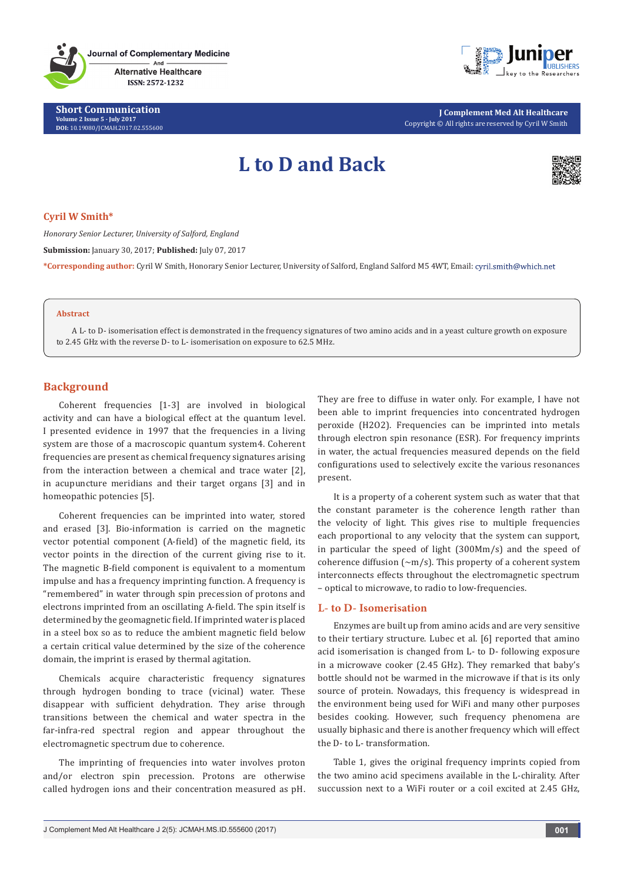# L to D and Back

**Cyril W Smith***

*Honorary Senior Lecturer, University of Salford, England*

**Submission:** January 30, 2017; **Published:** July 07, 2017

***Corresponding author:** Cyril W Smith, Honorary Senior Lecturer, University of Salford, England Salford M5 4WT, Email: cyril.smith@which.net

**Abstract**

A L- to D- isomerisation effect is demonstrated in the frequency signatures of two amino acids and in a yeast culture growth on exposure to 2.45 GHz with the reverse D- to L- isomerisation on exposure to 62.5 MHz.

## Background

Coherent frequencies [1-3] are involved in biological activity and can have a biological effect at the quantum level. I presented evidence in 1997 that the frequencies in a living system are those of a macroscopic quantum system4. Coherent frequencies are present as chemical frequency signatures arising from the interaction between a chemical and trace water [2], in acupuncture meridians and their target organs [3] and in homeopathic potencies [5].

Coherent frequencies can be imprinted into water, stored and erased [3]. Bio-information is carried on the magnetic vector potential component (A-field) of the magnetic field, its vector points in the direction of the current giving rise to it. The magnetic B-field component is equivalent to a momentum impulse and has a frequency imprinting function. A frequency is "remembered" in water through spin precession of protons and electrons imprinted from an oscillating A-field. The spin itself is determined by the geomagnetic field. If imprinted water is placed in a steel box so as to reduce the ambient magnetic field below a certain critical value determined by the size of the coherence domain, the imprint is erased by thermal agitation.

Chemicals acquire characteristic frequency signatures through hydrogen bonding to trace (vicinal) water. These disappear with sufficient dehydration. They arise through transitions between the chemical and water spectra in the far-infra-red spectral region and appear throughout the electromagnetic spectrum due to coherence.

The imprinting of frequencies into water involves proton and/or electron spin precession. Protons are otherwise called hydrogen ions and their concentration measured as pH. They are free to diffuse in water only. For example, I have not been able to imprint frequencies into concentrated hydrogen peroxide ($H_2O_2$). Frequencies can be imprinted into metals through electron spin resonance (ESR). For frequency imprints in water, the actual frequencies measured depends on the field configurations used to selectively excite the various resonances present.

It is a property of a coherent system such as water that that the constant parameter is the coherence length rather than the velocity of light. This gives rise to multiple frequencies each proportional to any velocity that the system can support, in particular the speed of light (300Mm/s) and the speed of coherence diffusion (~m/s). This property of a coherent system interconnects effects throughout the electromagnetic spectrum – optical to microwave, to radio to low-frequencies.

## L- to D- Isomerisation

Enzymes are built up from amino acids and are very sensitive to their tertiary structure. Lubec et al. [6] reported that amino acid isomerisation is changed from L- to D- following exposure in a microwave cooker (2.45 GHz). They remarked that baby's bottle should not be warmed in the microwave if that is its only source of protein. Nowadays, this frequency is widespread in the environment being used for WiFi and many other purposes besides cooking. However, such frequency phenomena are usually biphasic and there is another frequency which will effect the D- to L- transformation.

Table 1, gives the original frequency imprints copied from the two amino acid specimens available in the L-chirality. After succussion next to a WiFi router or a coil excited at 2.45 GHz,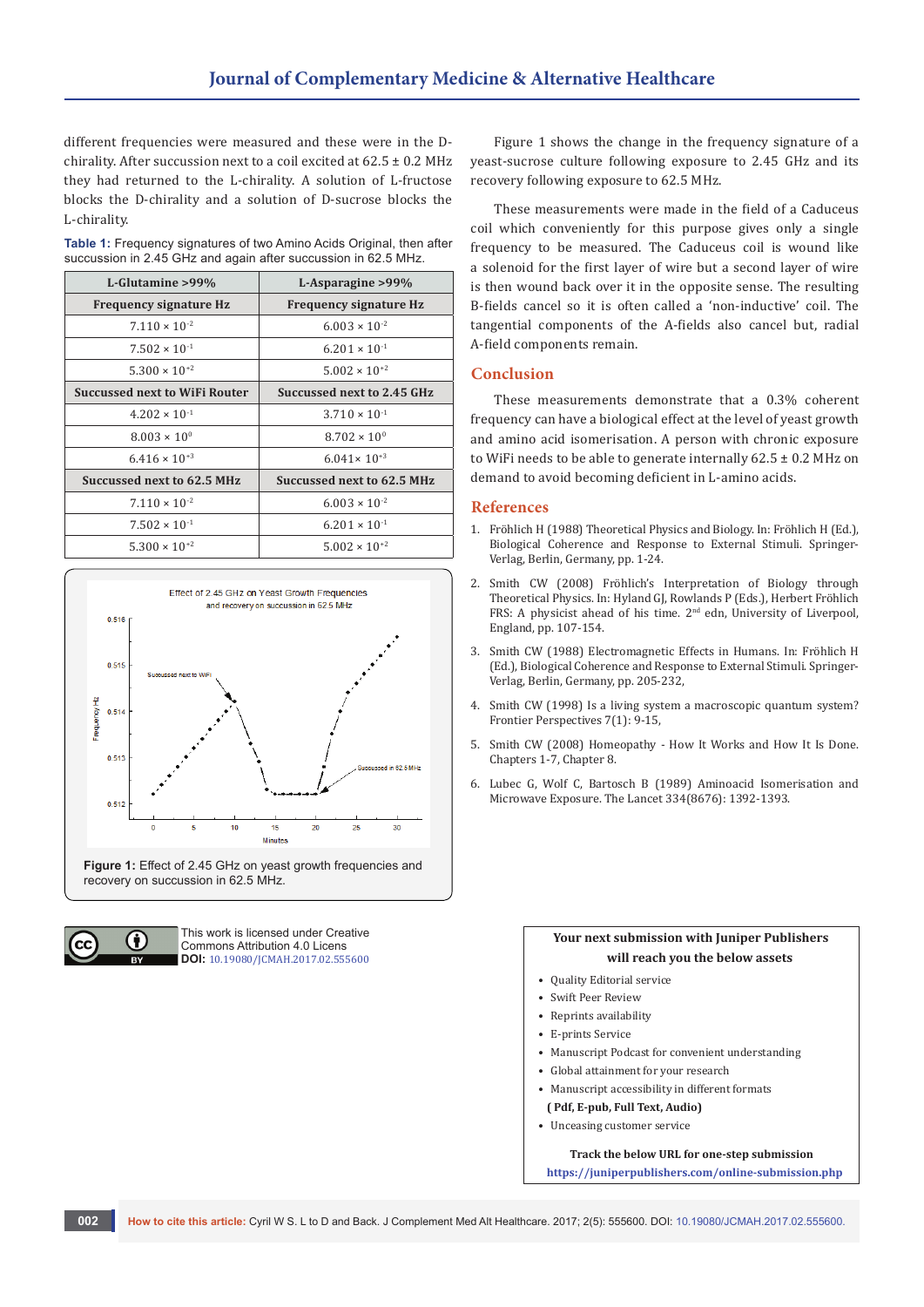different frequencies were measured and these were in the D-chirality. After succussion next to a coil excited at 62.5 ± 0.2 MHz they had returned to the L-chirality. A solution of L-fructose blocks the D-chirality and a solution of D-sucrose blocks the L-chirality.

**Table 1:** Frequency signatures of two Amino Acids Original, then after succussion in 2.45 GHz and again after succussion in 62.5 MHz.

| L-Glutamine >99% | L-Asparagine >99% |
|---|---|
| **Frequency signature Hz** | **Frequency signature Hz** |
| $7.110 \times 10^{-2}$ | $6.003 \times 10^{-2}$ |
| $7.502 \times 10^{-1}$ | $6.201 \times 10^{-1}$ |
| $5.300 \times 10^{+2}$ | $5.002 \times 10^{+2}$ |
| **Succussed next to WiFi Router** | **Succussed next to 2.45 GHz** |
| $4.202 \times 10^{-1}$ | $3.710 \times 10^{-1}$ |
| $8.003 \times 10^{0}$ | $8.702 \times 10^{0}$ |
| $6.416 \times 10^{+3}$ | $6.041 \times 10^{+3}$ |
| **Succussed next to 62.5 MHz** | **Succussed next to 62.5 MHz** |
| $7.110 \times 10^{-2}$ | $6.003 \times 10^{-2}$ |
| $7.502 \times 10^{-1}$ | $6.201 \times 10^{-1}$ |
| $5.300 \times 10^{+2}$ | $5.002 \times 10^{+2}$ |

Effect of 2.45 GHz on Yeast Growth Frequencies
and recovery on succussion in 62.5 MHz

0.516
0.515
0.514
0.513
0.512

Frequency Hz

Succussed next to WiFi

Succussed in 62.5 MHz

0 5 10 15 20 25 30

Minutes

**Figure 1:** Effect of 2.45 GHz on yeast growth frequencies and recovery on succussion in 62.5 MHz.

Figure 1 shows the change in the frequency signature of a yeast-sucrose culture following exposure to 2.45 GHz and its recovery following exposure to 62.5 MHz.

These measurements were made in the field of a Caduceus coil which conveniently for this purpose gives only a single frequency to be measured. The Caduceus coil is wound like a solenoid for the first layer of wire but a second layer of wire is then wound back over it in the opposite sense. The resulting B-fields cancel so it is often called a 'non-inductive' coil. The tangential components of the A-fields also cancel but, radial A-field components remain.

## Conclusion

These measurements demonstrate that a 0.3% coherent frequency can have a biological effect at the level of yeast growth and amino acid isomerisation. A person with chronic exposure to WiFi needs to be able to generate internally 62.5 ± 0.2 MHz on demand to avoid becoming deficient in L-amino acids.

## References

1. Fröhlich H (1988) Theoretical Physics and Biology. In: Fröhlich H (Ed.), Biological Coherence and Response to External Stimuli. Springer-Verlag, Berlin, Germany, pp. 1-24.
2. Smith CW (2008) Fröhlich's Interpretation of Biology through Theoretical Physics. In: Hyland GJ, Rowlands P (Eds.), Herbert Fröhlich FRS: A physicist ahead of his time. 2nd edn, University of Liverpool, England, pp. 107-154.
3. Smith CW (1988) Electromagnetic Effects in Humans. In: Fröhlich H (Ed.), Biological Coherence and Response to External Stimuli. Springer-Verlag, Berlin, Germany, pp. 205-232,
4. Smith CW (1998) Is a living system a macroscopic quantum system? Frontier Perspectives 7(1): 9-15,
5. Smith CW (2008) Homeopathy - How It Works and How It Is Done. Chapters 1-7, Chapter 8.
6. Lubec G, Wolf C, Bartosch B (1989) Aminoacid Isomerisation and Microwave Exposure. The Lancet 334(8676): 1392-1393.

This work is licensed under Creative Commons Attribution 4.0 Licens
**DOI:** 10.19080/JCMAH.2017.02.555600

**Your next submission with Juniper Publishers will reach you the below assets**

- Quality Editorial service
- Swift Peer Review
- Reprints availability
- E-prints Service
- Manuscript Podcast for convenient understanding
- Global attainment for your research
- Manuscript accessibility in different formats

  **( Pdf, E-pub, Full Text, Audio)**
- Unceasing customer service

**Track the below URL for one-step submission**
**https://juniperpublishers.com/online-submission.php**

**How to cite this article:** Cyril W S. L to D and Back. J Complement Med Alt Healthcare. 2017; 2(5): 555600. DOI: 10.19080/JCMAH.2017.02.555600.